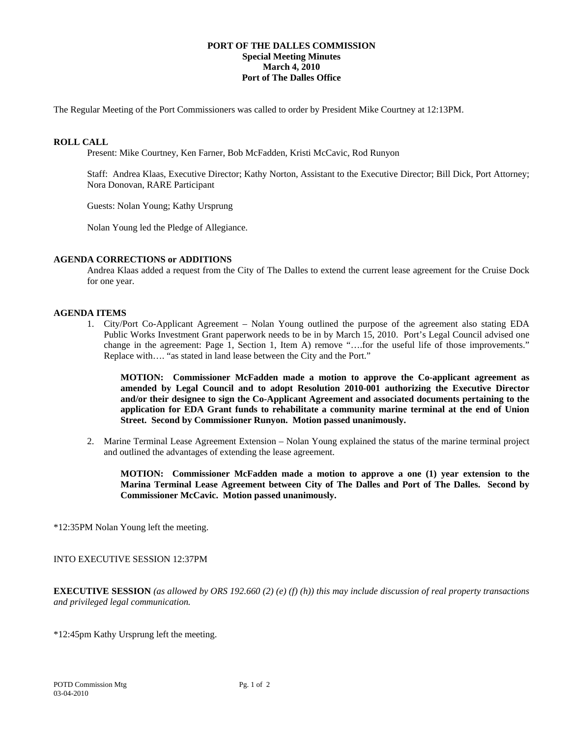# PORT OF THE DALLES COMMISSION
**Special Meeting Minutes**
**March 4, 2010**
**Port of The Dalles Office**

The Regular Meeting of the Port Commissioners was called to order by President Mike Courtney at 12:13PM.

## ROLL CALL

Present: Mike Courtney, Ken Farner, Bob McFadden, Kristi McCavic, Rod Runyon

Staff: Andrea Klaas, Executive Director; Kathy Norton, Assistant to the Executive Director; Bill Dick, Port Attorney; Nora Donovan, RARE Participant

Guests: Nolan Young; Kathy Ursprung

Nolan Young led the Pledge of Allegiance.

## AGENDA CORRECTIONS or ADDITIONS

Andrea Klaas added a request from the City of The Dalles to extend the current lease agreement for the Cruise Dock for one year.

## AGENDA ITEMS

1. City/Port Co-Applicant Agreement – Nolan Young outlined the purpose of the agreement also stating EDA Public Works Investment Grant paperwork needs to be in by March 15, 2010. Port's Legal Council advised one change in the agreement: Page 1, Section 1, Item A) remove "….for the useful life of those improvements." Replace with…. "as stated in land lease between the City and the Port."

   **MOTION: Commissioner McFadden made a motion to approve the Co-applicant agreement as amended by Legal Council and to adopt Resolution 2010-001 authorizing the Executive Director and/or their designee to sign the Co-Applicant Agreement and associated documents pertaining to the application for EDA Grant funds to rehabilitate a community marine terminal at the end of Union Street. Second by Commissioner Runyon. Motion passed unanimously.**

2. Marine Terminal Lease Agreement Extension – Nolan Young explained the status of the marine terminal project and outlined the advantages of extending the lease agreement.

   **MOTION: Commissioner McFadden made a motion to approve a one (1) year extension to the Marina Terminal Lease Agreement between City of The Dalles and Port of The Dalles. Second by Commissioner McCavic. Motion passed unanimously.**

*12:35PM Nolan Young left the meeting.

INTO EXECUTIVE SESSION 12:37PM

**EXECUTIVE SESSION** *(as allowed by ORS 192.660 (2) (e) (f) (h)) this may include discussion of real property transactions and privileged legal communication.*

*12:45pm Kathy Ursprung left the meeting.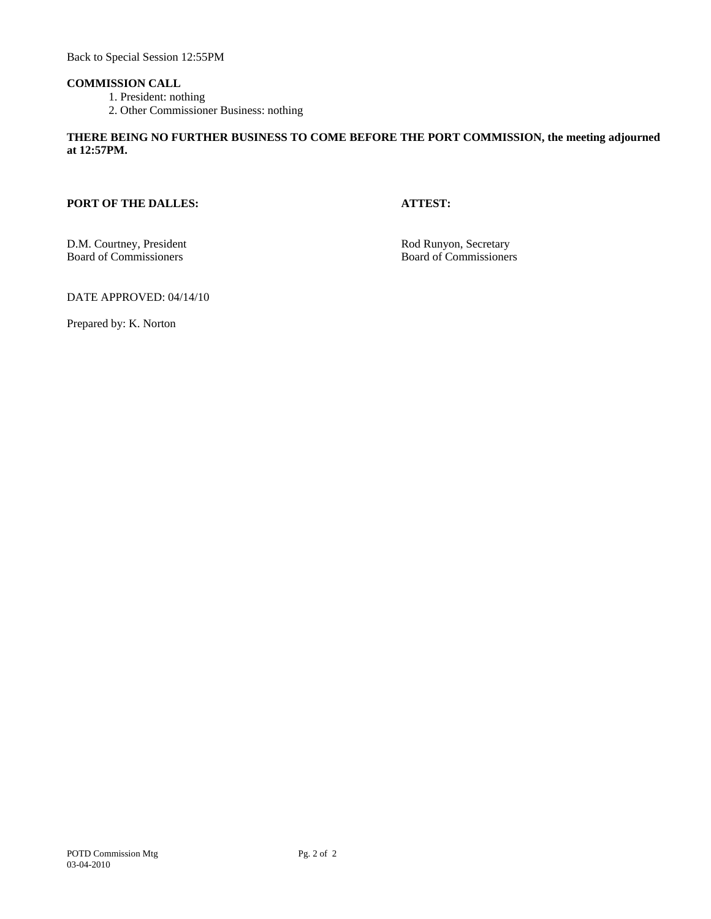Back to Special Session 12:55PM

**COMMISSION CALL**

1. President: nothing
2. Other Commissioner Business: nothing

**THERE BEING NO FURTHER BUSINESS TO COME BEFORE THE PORT COMMISSION, the meeting adjourned at 12:57PM.**

**PORT OF THE DALLES:**

D.M. Courtney, President
Board of Commissioners

**ATTEST:**

Rod Runyon, Secretary
Board of Commissioners

DATE APPROVED: 04/14/10

Prepared by: K. Norton